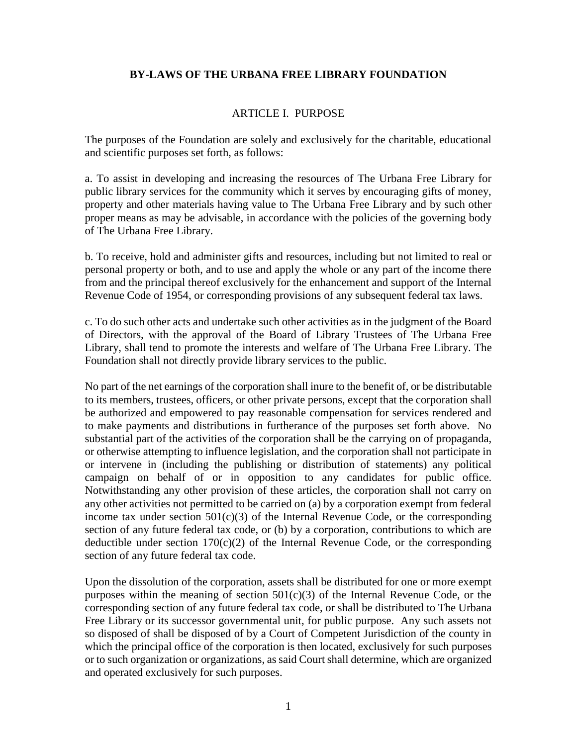# BY-LAWS OF THE URBANA FREE LIBRARY FOUNDATION

## ARTICLE I. PURPOSE

The purposes of the Foundation are solely and exclusively for the charitable, educational and scientific purposes set forth, as follows:

a. To assist in developing and increasing the resources of The Urbana Free Library for public library services for the community which it serves by encouraging gifts of money, property and other materials having value to The Urbana Free Library and by such other proper means as may be advisable, in accordance with the policies of the governing body of The Urbana Free Library.

b. To receive, hold and administer gifts and resources, including but not limited to real or personal property or both, and to use and apply the whole or any part of the income there from and the principal thereof exclusively for the enhancement and support of the Internal Revenue Code of 1954, or corresponding provisions of any subsequent federal tax laws.

c. To do such other acts and undertake such other activities as in the judgment of the Board of Directors, with the approval of the Board of Library Trustees of The Urbana Free Library, shall tend to promote the interests and welfare of The Urbana Free Library. The Foundation shall not directly provide library services to the public.

No part of the net earnings of the corporation shall inure to the benefit of, or be distributable to its members, trustees, officers, or other private persons, except that the corporation shall be authorized and empowered to pay reasonable compensation for services rendered and to make payments and distributions in furtherance of the purposes set forth above. No substantial part of the activities of the corporation shall be the carrying on of propaganda, or otherwise attempting to influence legislation, and the corporation shall not participate in or intervene in (including the publishing or distribution of statements) any political campaign on behalf of or in opposition to any candidates for public office. Notwithstanding any other provision of these articles, the corporation shall not carry on any other activities not permitted to be carried on (a) by a corporation exempt from federal income tax under section 501(c)(3) of the Internal Revenue Code, or the corresponding section of any future federal tax code, or (b) by a corporation, contributions to which are deductible under section 170(c)(2) of the Internal Revenue Code, or the corresponding section of any future federal tax code.

Upon the dissolution of the corporation, assets shall be distributed for one or more exempt purposes within the meaning of section 501(c)(3) of the Internal Revenue Code, or the corresponding section of any future federal tax code, or shall be distributed to The Urbana Free Library or its successor governmental unit, for public purpose. Any such assets not so disposed of shall be disposed of by a Court of Competent Jurisdiction of the county in which the principal office of the corporation is then located, exclusively for such purposes or to such organization or organizations, as said Court shall determine, which are organized and operated exclusively for such purposes.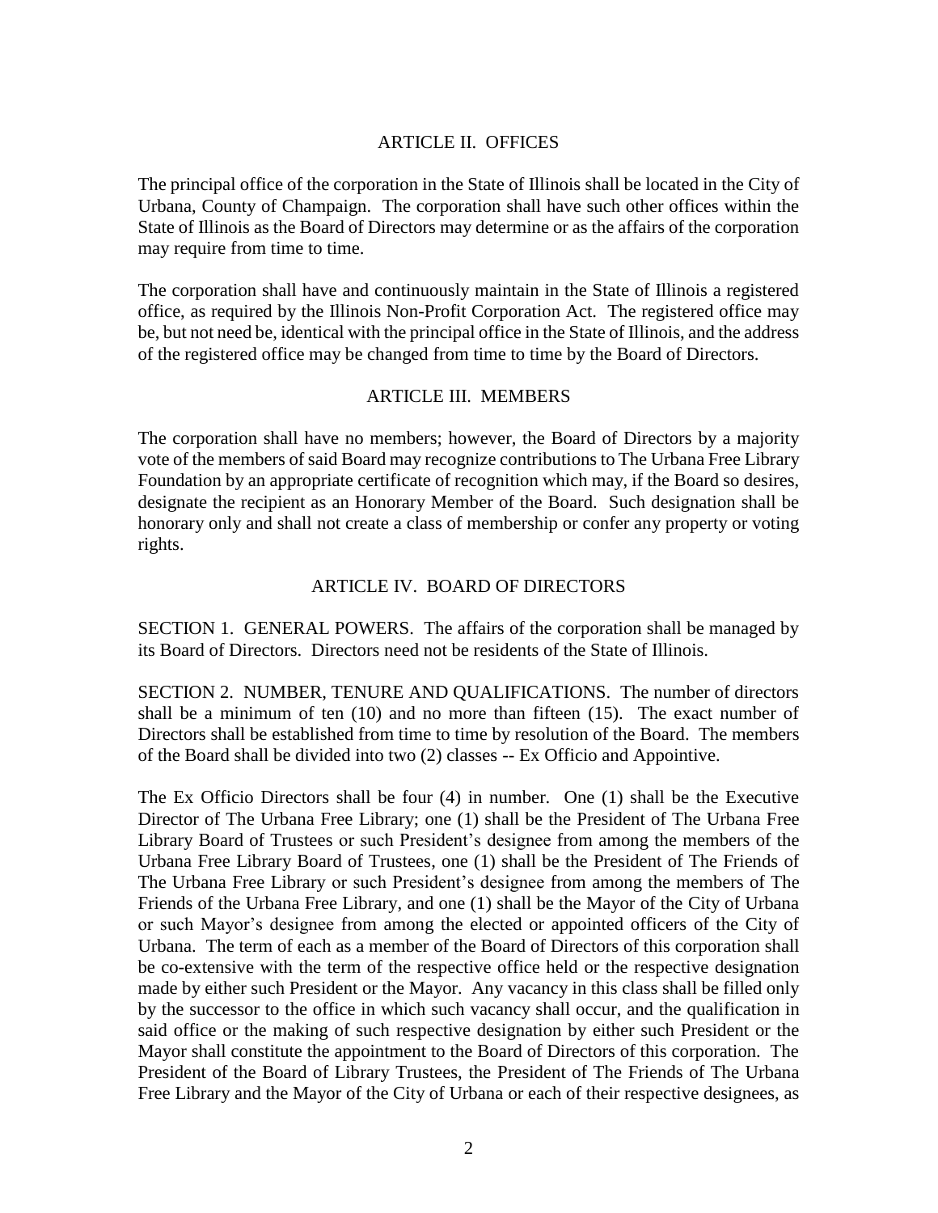## ARTICLE II. OFFICES

The principal office of the corporation in the State of Illinois shall be located in the City of Urbana, County of Champaign. The corporation shall have such other offices within the State of Illinois as the Board of Directors may determine or as the affairs of the corporation may require from time to time.

The corporation shall have and continuously maintain in the State of Illinois a registered office, as required by the Illinois Non-Profit Corporation Act. The registered office may be, but not need be, identical with the principal office in the State of Illinois, and the address of the registered office may be changed from time to time by the Board of Directors.

## ARTICLE III. MEMBERS

The corporation shall have no members; however, the Board of Directors by a majority vote of the members of said Board may recognize contributions to The Urbana Free Library Foundation by an appropriate certificate of recognition which may, if the Board so desires, designate the recipient as an Honorary Member of the Board. Such designation shall be honorary only and shall not create a class of membership or confer any property or voting rights.

## ARTICLE IV. BOARD OF DIRECTORS

SECTION 1. GENERAL POWERS. The affairs of the corporation shall be managed by its Board of Directors. Directors need not be residents of the State of Illinois.

SECTION 2. NUMBER, TENURE AND QUALIFICATIONS. The number of directors shall be a minimum of ten (10) and no more than fifteen (15). The exact number of Directors shall be established from time to time by resolution of the Board. The members of the Board shall be divided into two (2) classes -- Ex Officio and Appointive.

The Ex Officio Directors shall be four (4) in number. One (1) shall be the Executive Director of The Urbana Free Library; one (1) shall be the President of The Urbana Free Library Board of Trustees or such President's designee from among the members of the Urbana Free Library Board of Trustees, one (1) shall be the President of The Friends of The Urbana Free Library or such President's designee from among the members of The Friends of the Urbana Free Library, and one (1) shall be the Mayor of the City of Urbana or such Mayor's designee from among the elected or appointed officers of the City of Urbana. The term of each as a member of the Board of Directors of this corporation shall be co-extensive with the term of the respective office held or the respective designation made by either such President or the Mayor. Any vacancy in this class shall be filled only by the successor to the office in which such vacancy shall occur, and the qualification in said office or the making of such respective designation by either such President or the Mayor shall constitute the appointment to the Board of Directors of this corporation. The President of the Board of Library Trustees, the President of The Friends of The Urbana Free Library and the Mayor of the City of Urbana or each of their respective designees, as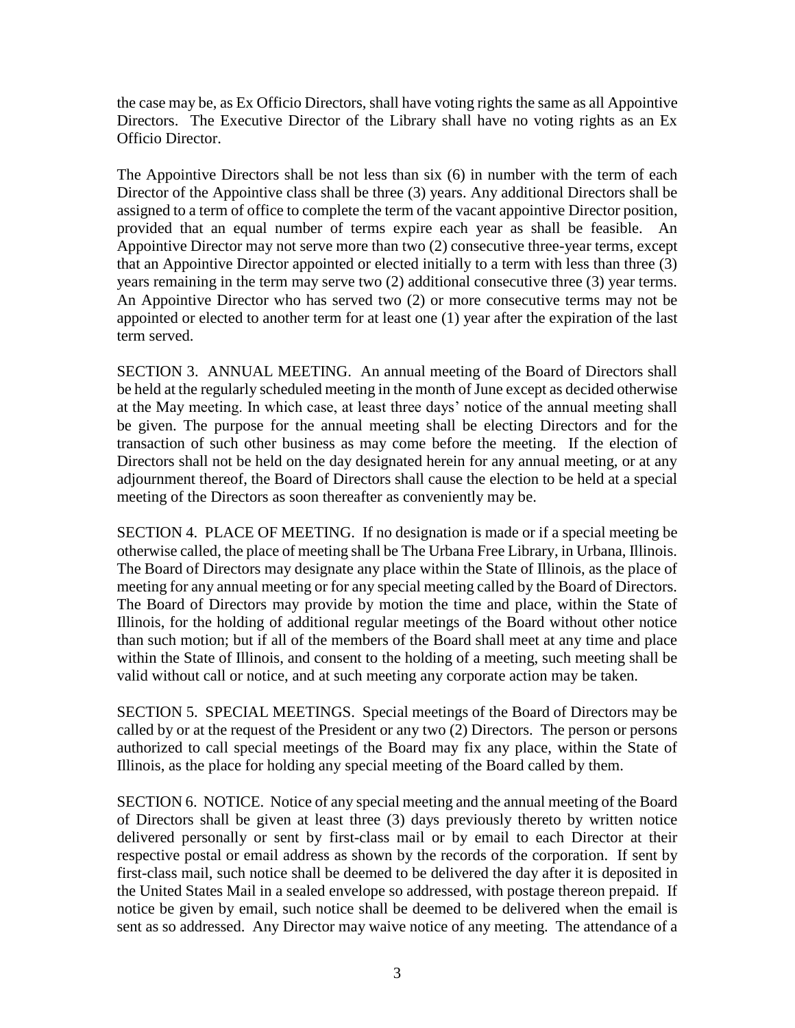the case may be, as Ex Officio Directors, shall have voting rights the same as all Appointive Directors. The Executive Director of the Library shall have no voting rights as an Ex Officio Director.

The Appointive Directors shall be not less than six (6) in number with the term of each Director of the Appointive class shall be three (3) years. Any additional Directors shall be assigned to a term of office to complete the term of the vacant appointive Director position, provided that an equal number of terms expire each year as shall be feasible. An Appointive Director may not serve more than two (2) consecutive three-year terms, except that an Appointive Director appointed or elected initially to a term with less than three (3) years remaining in the term may serve two (2) additional consecutive three (3) year terms. An Appointive Director who has served two (2) or more consecutive terms may not be appointed or elected to another term for at least one (1) year after the expiration of the last term served.

SECTION 3. ANNUAL MEETING. An annual meeting of the Board of Directors shall be held at the regularly scheduled meeting in the month of June except as decided otherwise at the May meeting. In which case, at least three days' notice of the annual meeting shall be given. The purpose for the annual meeting shall be electing Directors and for the transaction of such other business as may come before the meeting. If the election of Directors shall not be held on the day designated herein for any annual meeting, or at any adjournment thereof, the Board of Directors shall cause the election to be held at a special meeting of the Directors as soon thereafter as conveniently may be.

SECTION 4. PLACE OF MEETING. If no designation is made or if a special meeting be otherwise called, the place of meeting shall be The Urbana Free Library, in Urbana, Illinois. The Board of Directors may designate any place within the State of Illinois, as the place of meeting for any annual meeting or for any special meeting called by the Board of Directors. The Board of Directors may provide by motion the time and place, within the State of Illinois, for the holding of additional regular meetings of the Board without other notice than such motion; but if all of the members of the Board shall meet at any time and place within the State of Illinois, and consent to the holding of a meeting, such meeting shall be valid without call or notice, and at such meeting any corporate action may be taken.

SECTION 5. SPECIAL MEETINGS. Special meetings of the Board of Directors may be called by or at the request of the President or any two (2) Directors. The person or persons authorized to call special meetings of the Board may fix any place, within the State of Illinois, as the place for holding any special meeting of the Board called by them.

SECTION 6. NOTICE. Notice of any special meeting and the annual meeting of the Board of Directors shall be given at least three (3) days previously thereto by written notice delivered personally or sent by first-class mail or by email to each Director at their respective postal or email address as shown by the records of the corporation. If sent by first-class mail, such notice shall be deemed to be delivered the day after it is deposited in the United States Mail in a sealed envelope so addressed, with postage thereon prepaid. If notice be given by email, such notice shall be deemed to be delivered when the email is sent as so addressed. Any Director may waive notice of any meeting. The attendance of a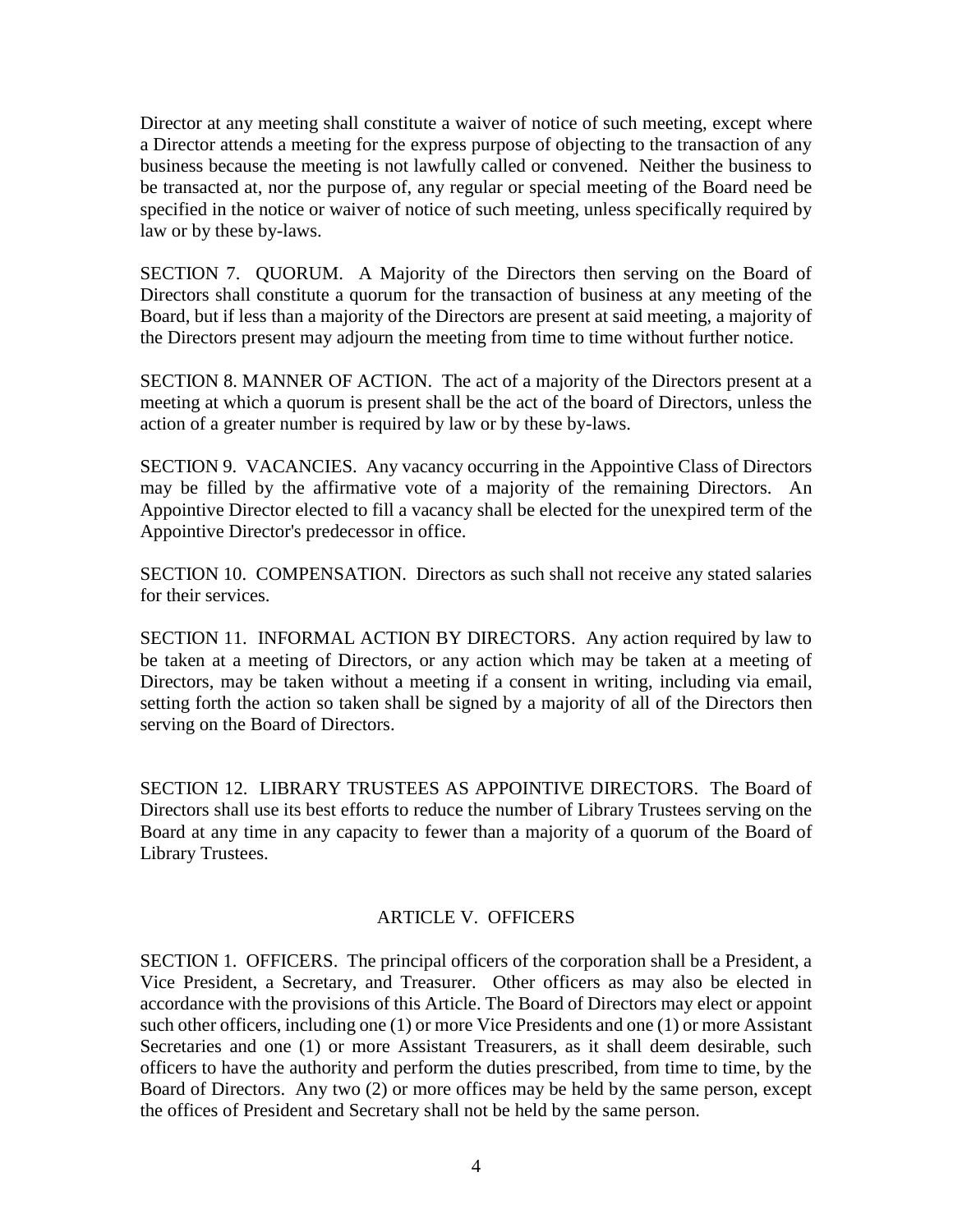Director at any meeting shall constitute a waiver of notice of such meeting, except where a Director attends a meeting for the express purpose of objecting to the transaction of any business because the meeting is not lawfully called or convened. Neither the business to be transacted at, nor the purpose of, any regular or special meeting of the Board need be specified in the notice or waiver of notice of such meeting, unless specifically required by law or by these by-laws.

SECTION 7. QUORUM. A Majority of the Directors then serving on the Board of Directors shall constitute a quorum for the transaction of business at any meeting of the Board, but if less than a majority of the Directors are present at said meeting, a majority of the Directors present may adjourn the meeting from time to time without further notice.

SECTION 8. MANNER OF ACTION. The act of a majority of the Directors present at a meeting at which a quorum is present shall be the act of the board of Directors, unless the action of a greater number is required by law or by these by-laws.

SECTION 9. VACANCIES. Any vacancy occurring in the Appointive Class of Directors may be filled by the affirmative vote of a majority of the remaining Directors. An Appointive Director elected to fill a vacancy shall be elected for the unexpired term of the Appointive Director's predecessor in office.

SECTION 10. COMPENSATION. Directors as such shall not receive any stated salaries for their services.

SECTION 11. INFORMAL ACTION BY DIRECTORS. Any action required by law to be taken at a meeting of Directors, or any action which may be taken at a meeting of Directors, may be taken without a meeting if a consent in writing, including via email, setting forth the action so taken shall be signed by a majority of all of the Directors then serving on the Board of Directors.

SECTION 12. LIBRARY TRUSTEES AS APPOINTIVE DIRECTORS. The Board of Directors shall use its best efforts to reduce the number of Library Trustees serving on the Board at any time in any capacity to fewer than a majority of a quorum of the Board of Library Trustees.

## ARTICLE V. OFFICERS

SECTION 1. OFFICERS. The principal officers of the corporation shall be a President, a Vice President, a Secretary, and Treasurer. Other officers as may also be elected in accordance with the provisions of this Article. The Board of Directors may elect or appoint such other officers, including one (1) or more Vice Presidents and one (1) or more Assistant Secretaries and one (1) or more Assistant Treasurers, as it shall deem desirable, such officers to have the authority and perform the duties prescribed, from time to time, by the Board of Directors. Any two (2) or more offices may be held by the same person, except the offices of President and Secretary shall not be held by the same person.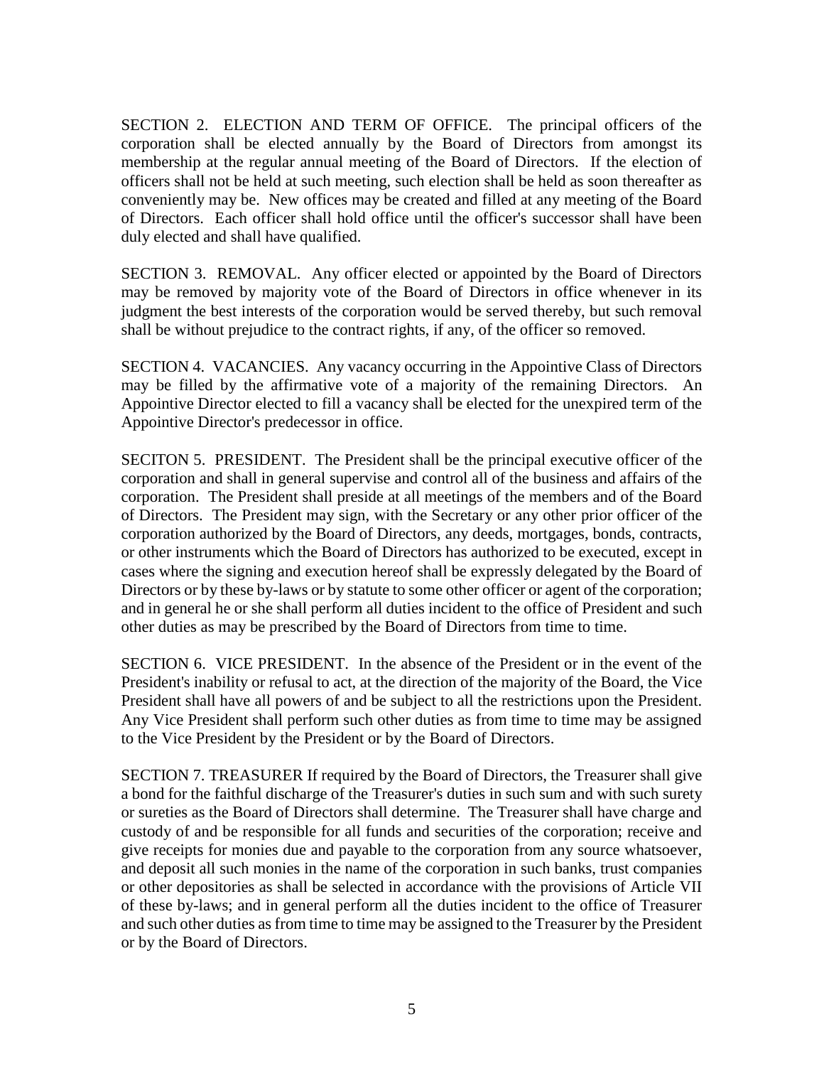SECTION 2. ELECTION AND TERM OF OFFICE. The principal officers of the corporation shall be elected annually by the Board of Directors from amongst its membership at the regular annual meeting of the Board of Directors. If the election of officers shall not be held at such meeting, such election shall be held as soon thereafter as conveniently may be. New offices may be created and filled at any meeting of the Board of Directors. Each officer shall hold office until the officer's successor shall have been duly elected and shall have qualified.

SECTION 3. REMOVAL. Any officer elected or appointed by the Board of Directors may be removed by majority vote of the Board of Directors in office whenever in its judgment the best interests of the corporation would be served thereby, but such removal shall be without prejudice to the contract rights, if any, of the officer so removed.

SECTION 4. VACANCIES. Any vacancy occurring in the Appointive Class of Directors may be filled by the affirmative vote of a majority of the remaining Directors. An Appointive Director elected to fill a vacancy shall be elected for the unexpired term of the Appointive Director's predecessor in office.

SECITON 5. PRESIDENT. The President shall be the principal executive officer of the corporation and shall in general supervise and control all of the business and affairs of the corporation. The President shall preside at all meetings of the members and of the Board of Directors. The President may sign, with the Secretary or any other prior officer of the corporation authorized by the Board of Directors, any deeds, mortgages, bonds, contracts, or other instruments which the Board of Directors has authorized to be executed, except in cases where the signing and execution hereof shall be expressly delegated by the Board of Directors or by these by-laws or by statute to some other officer or agent of the corporation; and in general he or she shall perform all duties incident to the office of President and such other duties as may be prescribed by the Board of Directors from time to time.

SECTION 6. VICE PRESIDENT. In the absence of the President or in the event of the President's inability or refusal to act, at the direction of the majority of the Board, the Vice President shall have all powers of and be subject to all the restrictions upon the President. Any Vice President shall perform such other duties as from time to time may be assigned to the Vice President by the President or by the Board of Directors.

SECTION 7. TREASURER If required by the Board of Directors, the Treasurer shall give a bond for the faithful discharge of the Treasurer's duties in such sum and with such surety or sureties as the Board of Directors shall determine. The Treasurer shall have charge and custody of and be responsible for all funds and securities of the corporation; receive and give receipts for monies due and payable to the corporation from any source whatsoever, and deposit all such monies in the name of the corporation in such banks, trust companies or other depositories as shall be selected in accordance with the provisions of Article VII of these by-laws; and in general perform all the duties incident to the office of Treasurer and such other duties as from time to time may be assigned to the Treasurer by the President or by the Board of Directors.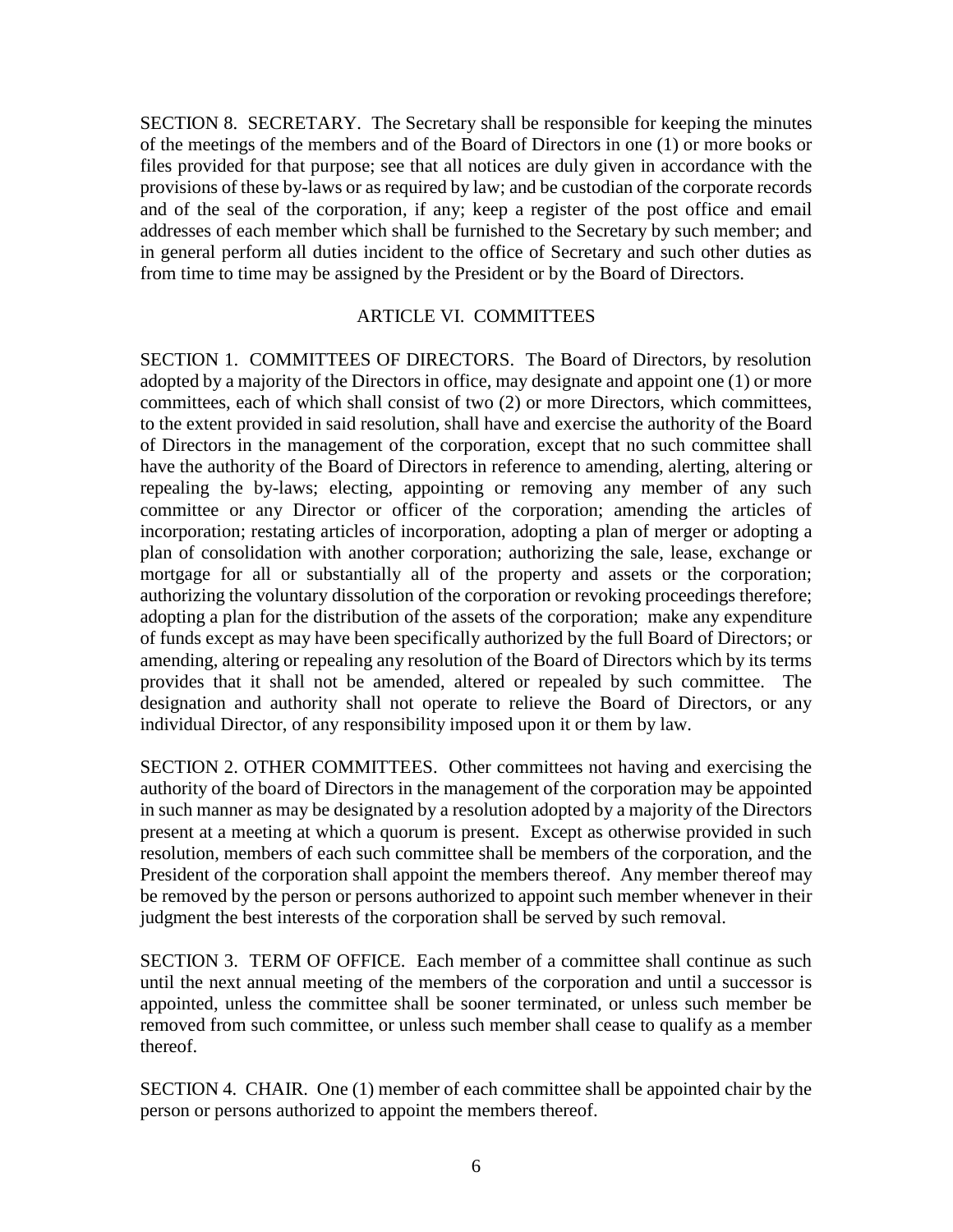SECTION 8. SECRETARY. The Secretary shall be responsible for keeping the minutes of the meetings of the members and of the Board of Directors in one (1) or more books or files provided for that purpose; see that all notices are duly given in accordance with the provisions of these by-laws or as required by law; and be custodian of the corporate records and of the seal of the corporation, if any; keep a register of the post office and email addresses of each member which shall be furnished to the Secretary by such member; and in general perform all duties incident to the office of Secretary and such other duties as from time to time may be assigned by the President or by the Board of Directors.

## ARTICLE VI. COMMITTEES

SECTION 1. COMMITTEES OF DIRECTORS. The Board of Directors, by resolution adopted by a majority of the Directors in office, may designate and appoint one (1) or more committees, each of which shall consist of two (2) or more Directors, which committees, to the extent provided in said resolution, shall have and exercise the authority of the Board of Directors in the management of the corporation, except that no such committee shall have the authority of the Board of Directors in reference to amending, alerting, altering or repealing the by-laws; electing, appointing or removing any member of any such committee or any Director or officer of the corporation; amending the articles of incorporation; restating articles of incorporation, adopting a plan of merger or adopting a plan of consolidation with another corporation; authorizing the sale, lease, exchange or mortgage for all or substantially all of the property and assets or the corporation; authorizing the voluntary dissolution of the corporation or revoking proceedings therefore; adopting a plan for the distribution of the assets of the corporation; make any expenditure of funds except as may have been specifically authorized by the full Board of Directors; or amending, altering or repealing any resolution of the Board of Directors which by its terms provides that it shall not be amended, altered or repealed by such committee. The designation and authority shall not operate to relieve the Board of Directors, or any individual Director, of any responsibility imposed upon it or them by law.

SECTION 2. OTHER COMMITTEES. Other committees not having and exercising the authority of the board of Directors in the management of the corporation may be appointed in such manner as may be designated by a resolution adopted by a majority of the Directors present at a meeting at which a quorum is present. Except as otherwise provided in such resolution, members of each such committee shall be members of the corporation, and the President of the corporation shall appoint the members thereof. Any member thereof may be removed by the person or persons authorized to appoint such member whenever in their judgment the best interests of the corporation shall be served by such removal.

SECTION 3. TERM OF OFFICE. Each member of a committee shall continue as such until the next annual meeting of the members of the corporation and until a successor is appointed, unless the committee shall be sooner terminated, or unless such member be removed from such committee, or unless such member shall cease to qualify as a member thereof.

SECTION 4. CHAIR. One (1) member of each committee shall be appointed chair by the person or persons authorized to appoint the members thereof.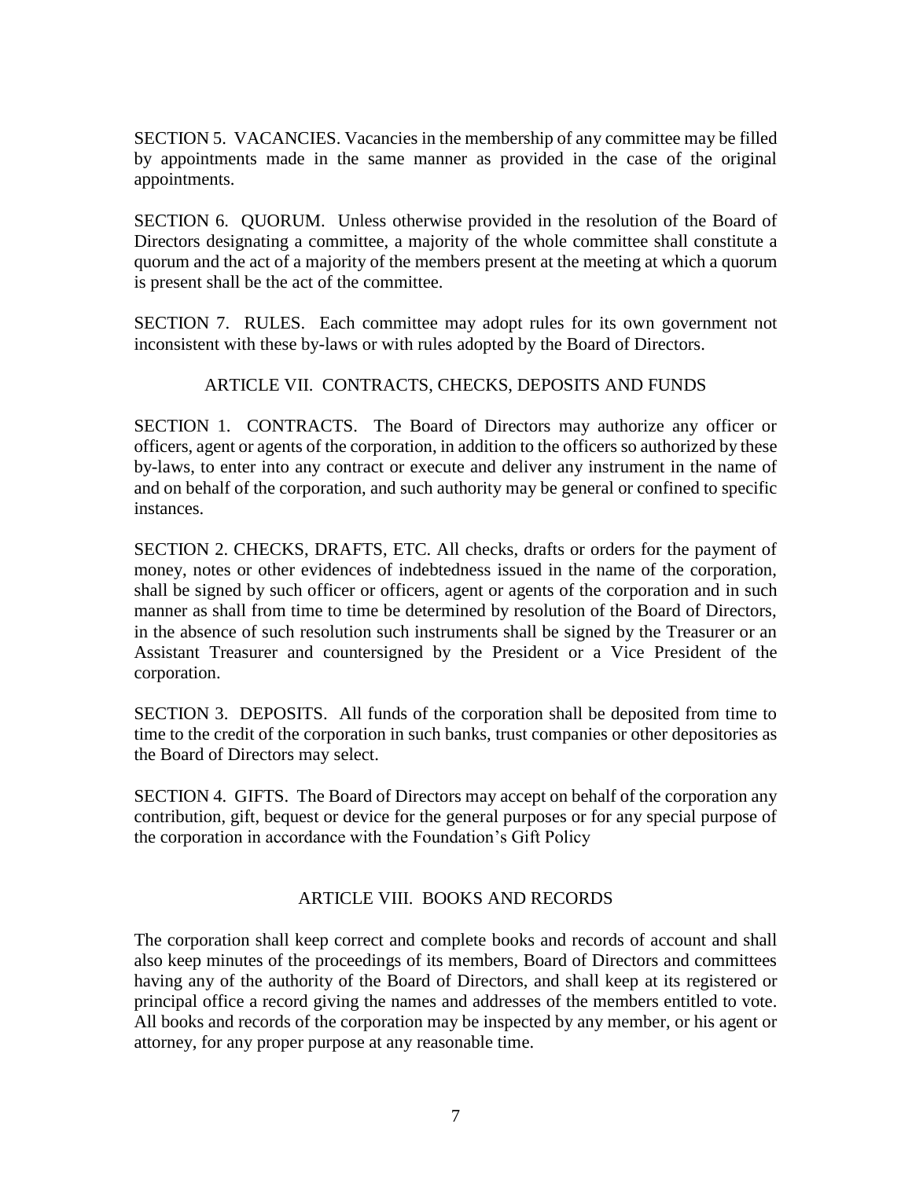SECTION 5. VACANCIES. Vacancies in the membership of any committee may be filled by appointments made in the same manner as provided in the case of the original appointments.

SECTION 6. QUORUM. Unless otherwise provided in the resolution of the Board of Directors designating a committee, a majority of the whole committee shall constitute a quorum and the act of a majority of the members present at the meeting at which a quorum is present shall be the act of the committee.

SECTION 7. RULES. Each committee may adopt rules for its own government not inconsistent with these by-laws or with rules adopted by the Board of Directors.

## ARTICLE VII. CONTRACTS, CHECKS, DEPOSITS AND FUNDS

SECTION 1. CONTRACTS. The Board of Directors may authorize any officer or officers, agent or agents of the corporation, in addition to the officers so authorized by these by-laws, to enter into any contract or execute and deliver any instrument in the name of and on behalf of the corporation, and such authority may be general or confined to specific instances.

SECTION 2. CHECKS, DRAFTS, ETC. All checks, drafts or orders for the payment of money, notes or other evidences of indebtedness issued in the name of the corporation, shall be signed by such officer or officers, agent or agents of the corporation and in such manner as shall from time to time be determined by resolution of the Board of Directors, in the absence of such resolution such instruments shall be signed by the Treasurer or an Assistant Treasurer and countersigned by the President or a Vice President of the corporation.

SECTION 3. DEPOSITS. All funds of the corporation shall be deposited from time to time to the credit of the corporation in such banks, trust companies or other depositories as the Board of Directors may select.

SECTION 4. GIFTS. The Board of Directors may accept on behalf of the corporation any contribution, gift, bequest or device for the general purposes or for any special purpose of the corporation in accordance with the Foundation's Gift Policy

## ARTICLE VIII. BOOKS AND RECORDS

The corporation shall keep correct and complete books and records of account and shall also keep minutes of the proceedings of its members, Board of Directors and committees having any of the authority of the Board of Directors, and shall keep at its registered or principal office a record giving the names and addresses of the members entitled to vote. All books and records of the corporation may be inspected by any member, or his agent or attorney, for any proper purpose at any reasonable time.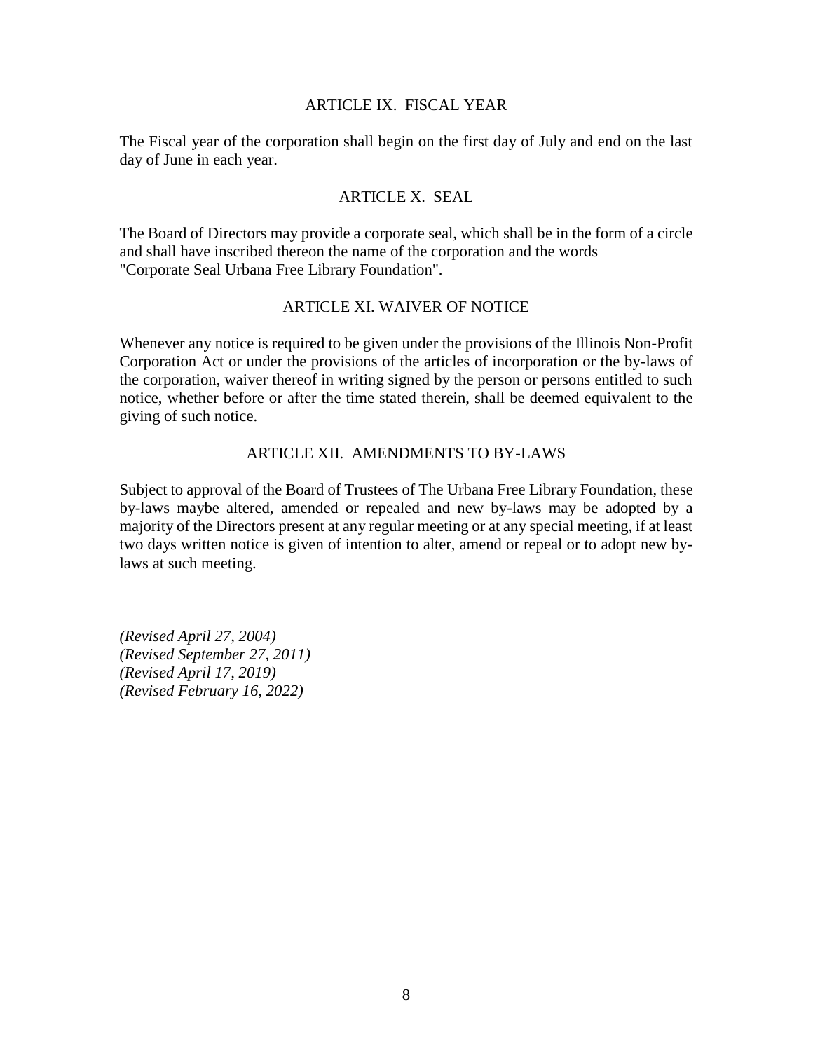## ARTICLE IX. FISCAL YEAR

The Fiscal year of the corporation shall begin on the first day of July and end on the last day of June in each year.

## ARTICLE X. SEAL

The Board of Directors may provide a corporate seal, which shall be in the form of a circle and shall have inscribed thereon the name of the corporation and the words "Corporate Seal Urbana Free Library Foundation".

## ARTICLE XI. WAIVER OF NOTICE

Whenever any notice is required to be given under the provisions of the Illinois Non-Profit Corporation Act or under the provisions of the articles of incorporation or the by-laws of the corporation, waiver thereof in writing signed by the person or persons entitled to such notice, whether before or after the time stated therein, shall be deemed equivalent to the giving of such notice.

## ARTICLE XII. AMENDMENTS TO BY-LAWS

Subject to approval of the Board of Trustees of The Urbana Free Library Foundation, these by-laws maybe altered, amended or repealed and new by-laws may be adopted by a majority of the Directors present at any regular meeting or at any special meeting, if at least two days written notice is given of intention to alter, amend or repeal or to adopt new by-laws at such meeting.

*(Revised April 27, 2004)*
*(Revised September 27, 2011)*
*(Revised April 17, 2019)*
*(Revised February 16, 2022)*